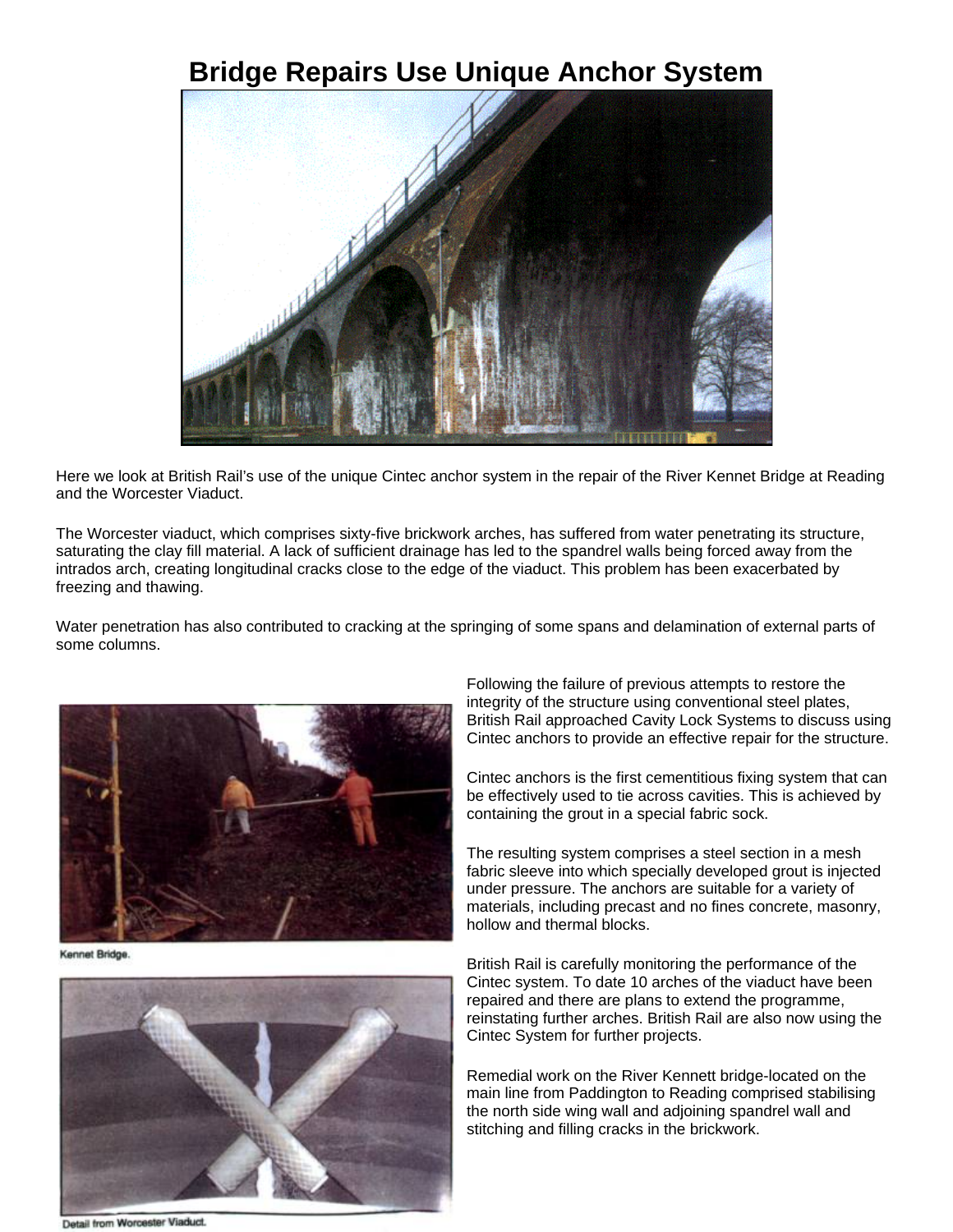# Bridge Repairs Use Unique Anchor System

Here we look at British Rail's use of the unique Cintec anchor system in the repair of the River Kennet Bridge at Reading and the Worcester Viaduct.

The Worcester viaduct, which comprises sixty-five brickwork arches, has suffered from water penetrating its structure, saturating the clay fill material. A lack of sufficient drainage has led to the spandrel walls being forced away from the intrados arch, creating longitudinal cracks close to the edge of the viaduct. This problem has been exacerbated by freezing and thawing.

Water penetration has also contributed to cracking at the springing of some spans and delamination of external parts of some columns.

Kennet Bridge.

Detail from Worcester Viaduct.

Following the failure of previous attempts to restore the integrity of the structure using conventional steel plates, British Rail approached Cavity Lock Systems to discuss using Cintec anchors to provide an effective repair for the structure.

Cintec anchors is the first cementitious fixing system that can be effectively used to tie across cavities. This is achieved by containing the grout in a special fabric sock.

The resulting system comprises a steel section in a mesh fabric sleeve into which specially developed grout is injected under pressure. The anchors are suitable for a variety of materials, including precast and no fines concrete, masonry, hollow and thermal blocks.

British Rail is carefully monitoring the performance of the Cintec system. To date 10 arches of the viaduct have been repaired and there are plans to extend the programme, reinstating further arches. British Rail are also now using the Cintec System for further projects.

Remedial work on the River Kennett bridge-located on the main line from Paddington to Reading comprised stabilising the north side wing wall and adjoining spandrel wall and stitching and filling cracks in the brickwork.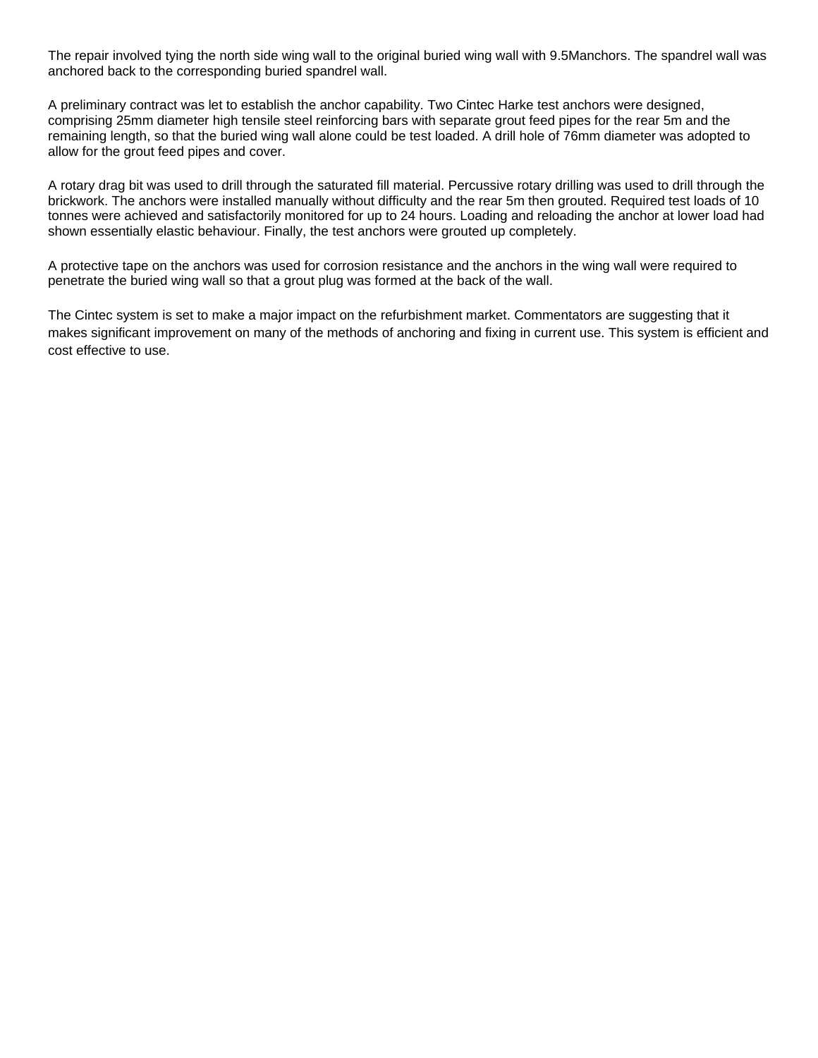The repair involved tying the north side wing wall to the original buried wing wall with 9.5Manchors. The spandrel wall was anchored back to the corresponding buried spandrel wall.

A preliminary contract was let to establish the anchor capability. Two Cintec Harke test anchors were designed, comprising 25mm diameter high tensile steel reinforcing bars with separate grout feed pipes for the rear 5m and the remaining length, so that the buried wing wall alone could be test loaded. A drill hole of 76mm diameter was adopted to allow for the grout feed pipes and cover.

A rotary drag bit was used to drill through the saturated fill material. Percussive rotary drilling was used to drill through the brickwork. The anchors were installed manually without difficulty and the rear 5m then grouted. Required test loads of 10 tonnes were achieved and satisfactorily monitored for up to 24 hours. Loading and reloading the anchor at lower load had shown essentially elastic behaviour. Finally, the test anchors were grouted up completely.

A protective tape on the anchors was used for corrosion resistance and the anchors in the wing wall were required to penetrate the buried wing wall so that a grout plug was formed at the back of the wall.

The Cintec system is set to make a major impact on the refurbishment market. Commentators are suggesting that it makes significant improvement on many of the methods of anchoring and fixing in current use. This system is efficient and cost effective to use.